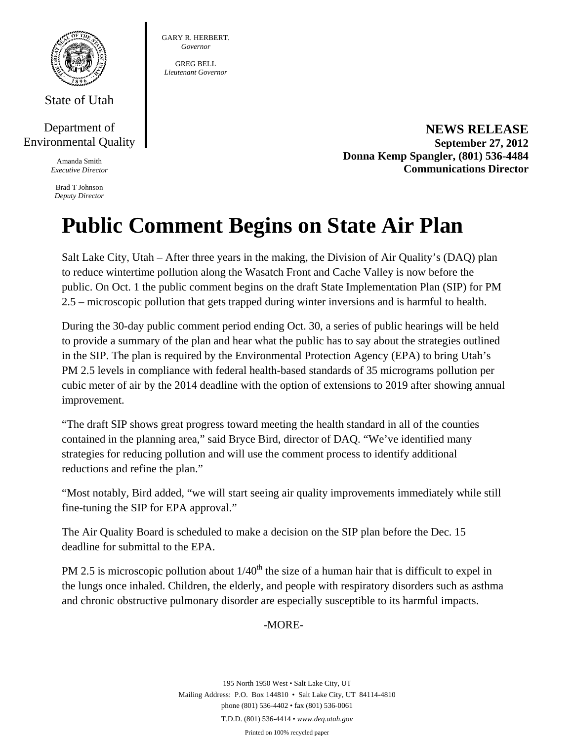State of Utah

Department of Environmental Quality

Amanda Smith
*Executive Director*

Brad T Johnson
*Deputy Director*

GARY R. HERBERT.
*Governor*

GREG BELL
*Lieutenant Governor*

**NEWS RELEASE**
**September 27, 2012**
**Donna Kemp Spangler, (801) 536-4484**
**Communications Director**

# Public Comment Begins on State Air Plan

Salt Lake City, Utah – After three years in the making, the Division of Air Quality's (DAQ) plan to reduce wintertime pollution along the Wasatch Front and Cache Valley is now before the public. On Oct. 1 the public comment begins on the draft State Implementation Plan (SIP) for PM 2.5 – microscopic pollution that gets trapped during winter inversions and is harmful to health.

During the 30-day public comment period ending Oct. 30, a series of public hearings will be held to provide a summary of the plan and hear what the public has to say about the strategies outlined in the SIP. The plan is required by the Environmental Protection Agency (EPA) to bring Utah's PM 2.5 levels in compliance with federal health-based standards of 35 micrograms pollution per cubic meter of air by the 2014 deadline with the option of extensions to 2019 after showing annual improvement.

"The draft SIP shows great progress toward meeting the health standard in all of the counties contained in the planning area," said Bryce Bird, director of DAQ. "We've identified many strategies for reducing pollution and will use the comment process to identify additional reductions and refine the plan."

"Most notably, Bird added, "we will start seeing air quality improvements immediately while still fine-tuning the SIP for EPA approval."

The Air Quality Board is scheduled to make a decision on the SIP plan before the Dec. 15 deadline for submittal to the EPA.

PM 2.5 is microscopic pollution about $1/40^{th}$ the size of a human hair that is difficult to expel in the lungs once inhaled. Children, the elderly, and people with respiratory disorders such as asthma and chronic obstructive pulmonary disorder are especially susceptible to its harmful impacts.

-MORE-

195 North 1950 West • Salt Lake City, UT
Mailing Address: P.O. Box 144810 • Salt Lake City, UT 84114-4810
phone (801) 536-4402 • fax (801) 536-0061
T.D.D. (801) 536-4414 • *www.deq.utah.gov*
Printed on 100% recycled paper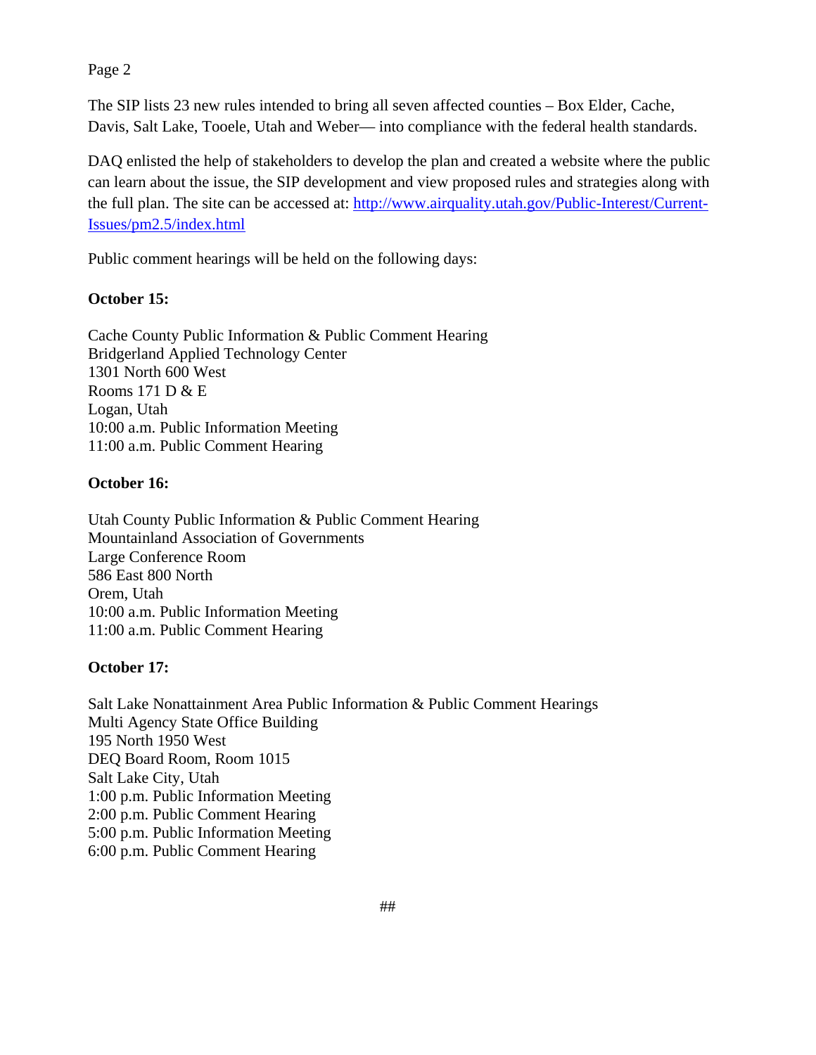The SIP lists 23 new rules intended to bring all seven affected counties – Box Elder, Cache, Davis, Salt Lake, Tooele, Utah and Weber— into compliance with the federal health standards.

DAQ enlisted the help of stakeholders to develop the plan and created a website where the public can learn about the issue, the SIP development and view proposed rules and strategies along with the full plan. The site can be accessed at: [http://www.airquality.utah.gov/Public-Interest/Current-Issues/pm2.5/index.html](http://www.airquality.utah.gov/Public-Interest/Current-Issues/pm2.5/index.html)

Public comment hearings will be held on the following days:

**October 15:**

Cache County Public Information & Public Comment Hearing
Bridgerland Applied Technology Center
1301 North 600 West
Rooms 171 D & E
Logan, Utah
10:00 a.m. Public Information Meeting
11:00 a.m. Public Comment Hearing

**October 16:**

Utah County Public Information & Public Comment Hearing
Mountainland Association of Governments
Large Conference Room
586 East 800 North
Orem, Utah
10:00 a.m. Public Information Meeting
11:00 a.m. Public Comment Hearing

**October 17:**

Salt Lake Nonattainment Area Public Information & Public Comment Hearings
Multi Agency State Office Building
195 North 1950 West
DEQ Board Room, Room 1015
Salt Lake City, Utah
1:00 p.m. Public Information Meeting
2:00 p.m. Public Comment Hearing
5:00 p.m. Public Information Meeting
6:00 p.m. Public Comment Hearing

##